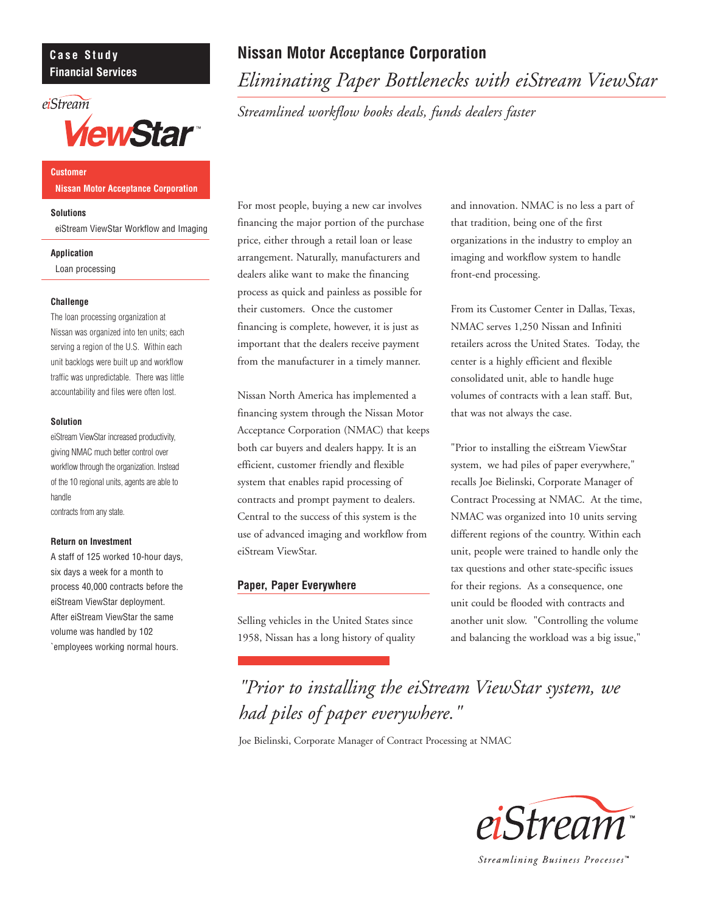**Case Study**
**Financial Services**

eiStream ViewStar

**Customer**
**Nissan Motor Acceptance Corporation**

**Solutions**
eiStream ViewStar Workflow and Imaging

**Application**
Loan processing

**Challenge**
The loan processing organization at Nissan was organized into ten units; each serving a region of the U.S. Within each unit backlogs were built up and workflow traffic was unpredictable. There was little accountability and files were often lost.

**Solution**
eiStream ViewStar increased productivity, giving NMAC much better control over workflow through the organization. Instead of the 10 regional units, agents are able to handle
contracts from any state.

**Return on Investment**
A staff of 125 worked 10-hour days, six days a week for a month to process 40,000 contracts before the eiStream ViewStar deployment. After eiStream ViewStar the same volume was handled by 102 `employees working normal hours.

# Nissan Motor Acceptance Corporation

## *Eliminating Paper Bottlenecks with eiStream ViewStar*

*Streamlined workflow books deals, funds dealers faster*

For most people, buying a new car involves financing the major portion of the purchase price, either through a retail loan or lease arrangement. Naturally, manufacturers and dealers alike want to make the financing process as quick and painless as possible for their customers. Once the customer financing is complete, however, it is just as important that the dealers receive payment from the manufacturer in a timely manner.

Nissan North America has implemented a financing system through the Nissan Motor Acceptance Corporation (NMAC) that keeps both car buyers and dealers happy. It is an efficient, customer friendly and flexible system that enables rapid processing of contracts and prompt payment to dealers. Central to the success of this system is the use of advanced imaging and workflow from eiStream ViewStar.

### Paper, Paper Everywhere

Selling vehicles in the United States since 1958, Nissan has a long history of quality and innovation. NMAC is no less a part of that tradition, being one of the first organizations in the industry to employ an imaging and workflow system to handle front-end processing.

From its Customer Center in Dallas, Texas, NMAC serves 1,250 Nissan and Infiniti retailers across the United States. Today, the center is a highly efficient and flexible consolidated unit, able to handle huge volumes of contracts with a lean staff. But, that was not always the case.

"Prior to installing the eiStream ViewStar system, we had piles of paper everywhere," recalls Joe Bielinski, Corporate Manager of Contract Processing at NMAC. At the time, NMAC was organized into 10 units serving different regions of the country. Within each unit, people were trained to handle only the tax questions and other state-specific issues for their regions. As a consequence, one unit could be flooded with contracts and another unit slow. "Controlling the volume and balancing the workload was a big issue,"

> *"Prior to installing the eiStream ViewStar system, we had piles of paper everywhere."*
>
> Joe Bielinski, Corporate Manager of Contract Processing at NMAC

eiStream
*Streamlining Business Processes™*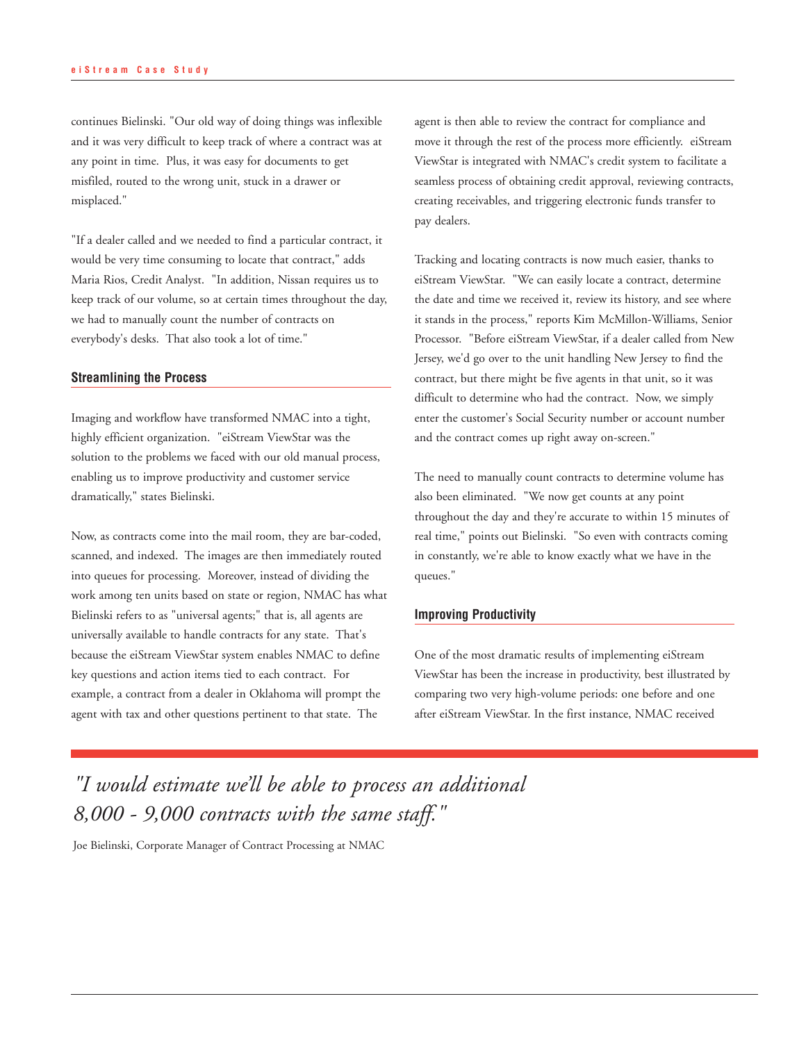continues Bielinski. "Our old way of doing things was inflexible and it was very difficult to keep track of where a contract was at any point in time. Plus, it was easy for documents to get misfiled, routed to the wrong unit, stuck in a drawer or misplaced."

"If a dealer called and we needed to find a particular contract, it would be very time consuming to locate that contract," adds Maria Rios, Credit Analyst. "In addition, Nissan requires us to keep track of our volume, so at certain times throughout the day, we had to manually count the number of contracts on everybody's desks. That also took a lot of time."

### Streamlining the Process

Imaging and workflow have transformed NMAC into a tight, highly efficient organization. "eiStream ViewStar was the solution to the problems we faced with our old manual process, enabling us to improve productivity and customer service dramatically," states Bielinski.

Now, as contracts come into the mail room, they are bar-coded, scanned, and indexed. The images are then immediately routed into queues for processing. Moreover, instead of dividing the work among ten units based on state or region, NMAC has what Bielinski refers to as "universal agents;" that is, all agents are universally available to handle contracts for any state. That's because the eiStream ViewStar system enables NMAC to define key questions and action items tied to each contract. For example, a contract from a dealer in Oklahoma will prompt the agent with tax and other questions pertinent to that state. The agent is then able to review the contract for compliance and move it through the rest of the process more efficiently. eiStream ViewStar is integrated with NMAC's credit system to facilitate a seamless process of obtaining credit approval, reviewing contracts, creating receivables, and triggering electronic funds transfer to pay dealers.

Tracking and locating contracts is now much easier, thanks to eiStream ViewStar. "We can easily locate a contract, determine the date and time we received it, review its history, and see where it stands in the process," reports Kim McMillon-Williams, Senior Processor. "Before eiStream ViewStar, if a dealer called from New Jersey, we'd go over to the unit handling New Jersey to find the contract, but there might be five agents in that unit, so it was difficult to determine who had the contract. Now, we simply enter the customer's Social Security number or account number and the contract comes up right away on-screen."

The need to manually count contracts to determine volume has also been eliminated. "We now get counts at any point throughout the day and they're accurate to within 15 minutes of real time," points out Bielinski. "So even with contracts coming in constantly, we're able to know exactly what we have in the queues."

### Improving Productivity

One of the most dramatic results of implementing eiStream ViewStar has been the increase in productivity, best illustrated by comparing two very high-volume periods: one before and one after eiStream ViewStar. In the first instance, NMAC received

*"I would estimate we'll be able to process an additional 8,000 - 9,000 contracts with the same staff."*

Joe Bielinski, Corporate Manager of Contract Processing at NMAC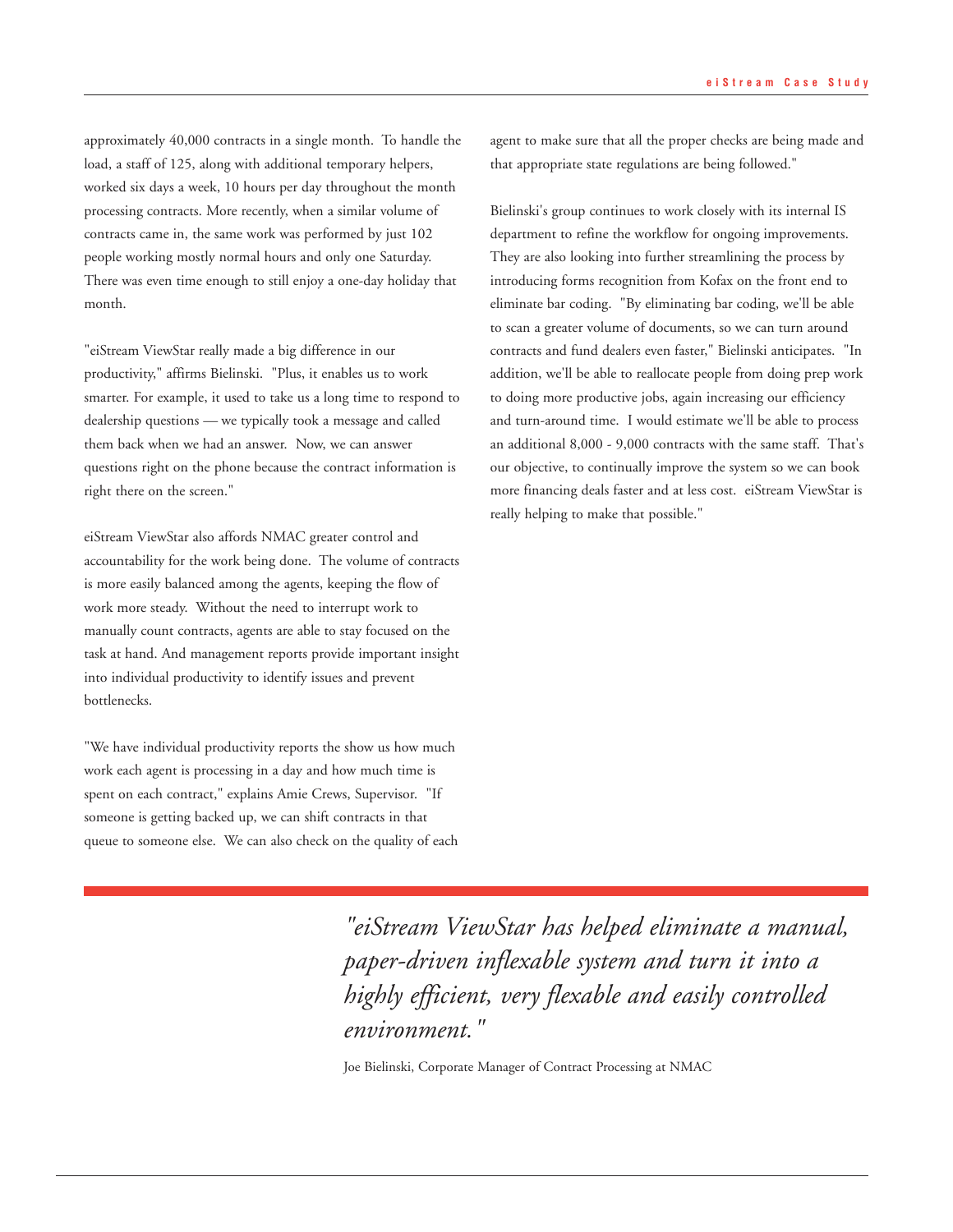approximately 40,000 contracts in a single month. To handle the load, a staff of 125, along with additional temporary helpers, worked six days a week, 10 hours per day throughout the month processing contracts. More recently, when a similar volume of contracts came in, the same work was performed by just 102 people working mostly normal hours and only one Saturday. There was even time enough to still enjoy a one-day holiday that month.

"eiStream ViewStar really made a big difference in our productivity," affirms Bielinski. "Plus, it enables us to work smarter. For example, it used to take us a long time to respond to dealership questions — we typically took a message and called them back when we had an answer. Now, we can answer questions right on the phone because the contract information is right there on the screen."

eiStream ViewStar also affords NMAC greater control and accountability for the work being done. The volume of contracts is more easily balanced among the agents, keeping the flow of work more steady. Without the need to interrupt work to manually count contracts, agents are able to stay focused on the task at hand. And management reports provide important insight into individual productivity to identify issues and prevent bottlenecks.

"We have individual productivity reports the show us how much work each agent is processing in a day and how much time is spent on each contract," explains Amie Crews, Supervisor. "If someone is getting backed up, we can shift contracts in that queue to someone else. We can also check on the quality of each agent to make sure that all the proper checks are being made and that appropriate state regulations are being followed."

Bielinski's group continues to work closely with its internal IS department to refine the workflow for ongoing improvements. They are also looking into further streamlining the process by introducing forms recognition from Kofax on the front end to eliminate bar coding. "By eliminating bar coding, we'll be able to scan a greater volume of documents, so we can turn around contracts and fund dealers even faster," Bielinski anticipates. "In addition, we'll be able to reallocate people from doing prep work to doing more productive jobs, again increasing our efficiency and turn-around time. I would estimate we'll be able to process an additional 8,000 - 9,000 contracts with the same staff. That's our objective, to continually improve the system so we can book more financing deals faster and at less cost. eiStream ViewStar is really helping to make that possible."

> *"eiStream ViewStar has helped eliminate a manual, paper-driven inflexable system and turn it into a highly efficient, very flexable and easily controlled environment."*
>
> Joe Bielinski, Corporate Manager of Contract Processing at NMAC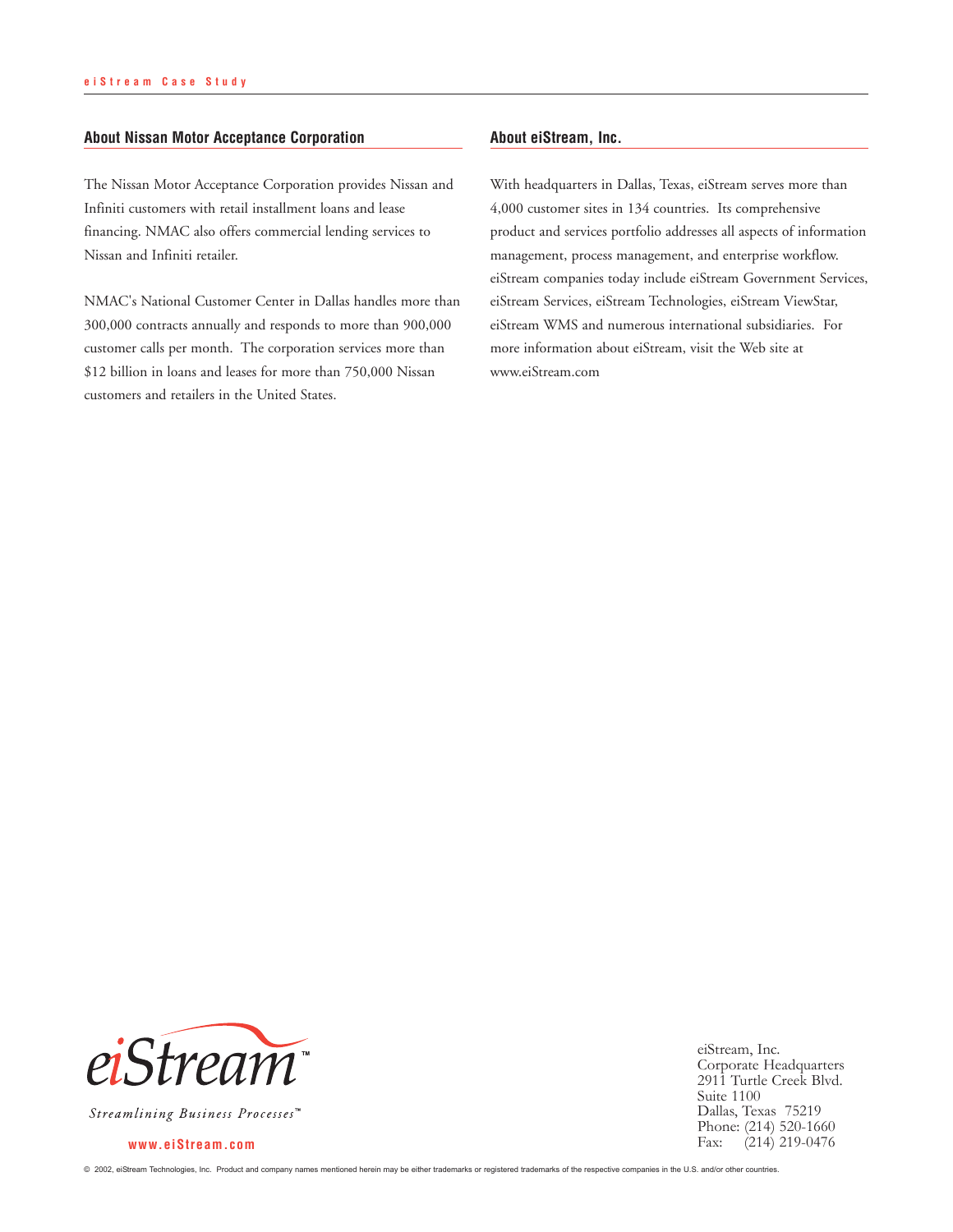## About Nissan Motor Acceptance Corporation

The Nissan Motor Acceptance Corporation provides Nissan and Infiniti customers with retail installment loans and lease financing. NMAC also offers commercial lending services to Nissan and Infiniti retailer.

NMAC's National Customer Center in Dallas handles more than 300,000 contracts annually and responds to more than 900,000 customer calls per month. The corporation services more than $12 billion in loans and leases for more than 750,000 Nissan customers and retailers in the United States.

## About eiStream, Inc.

With headquarters in Dallas, Texas, eiStream serves more than 4,000 customer sites in 134 countries. Its comprehensive product and services portfolio addresses all aspects of information management, process management, and enterprise workflow. eiStream companies today include eiStream Government Services, eiStream Services, eiStream Technologies, eiStream ViewStar, eiStream WMS and numerous international subsidiaries. For more information about eiStream, visit the Web site at www.eiStream.com

eiStream™

*Streamlining Business Processes™*

**www.eiStream.com**

eiStream, Inc.
Corporate Headquarters
2911 Turtle Creek Blvd.
Suite 1100
Dallas, Texas 75219
Phone: (214) 520-1660
Fax: (214) 219-0476

© 2002, eiStream Technologies, Inc. Product and company names mentioned herein may be either trademarks or registered trademarks of the respective companies in the U.S. and/or other countries.